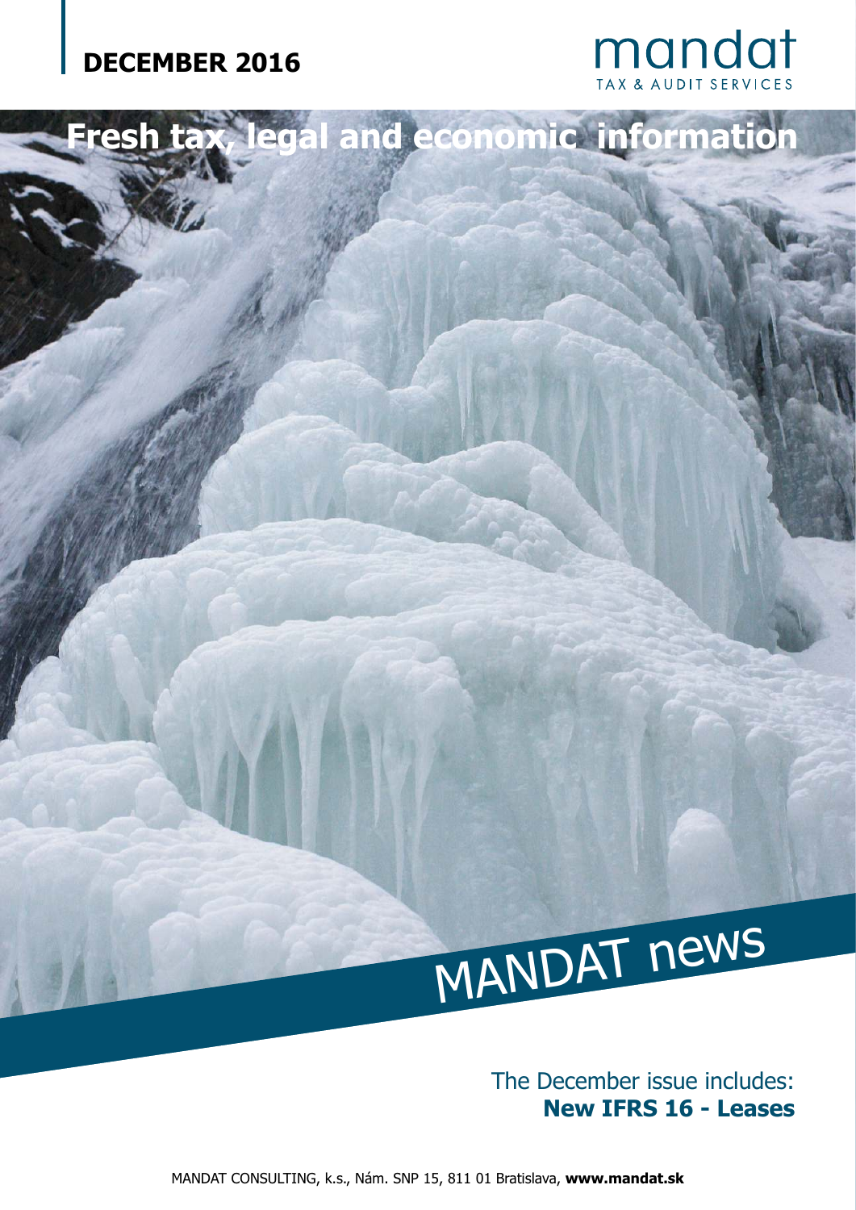**DECEMBER 2016**

mandat
TAX & AUDIT SERVICES

# Fresh tax, legal and economic information

# MANDAT news

The December issue includes:
**New IFRS 16 - Leases**

MANDAT CONSULTING, k.s., Nám. SNP 15, 811 01 Bratislava, **www.mandat.sk**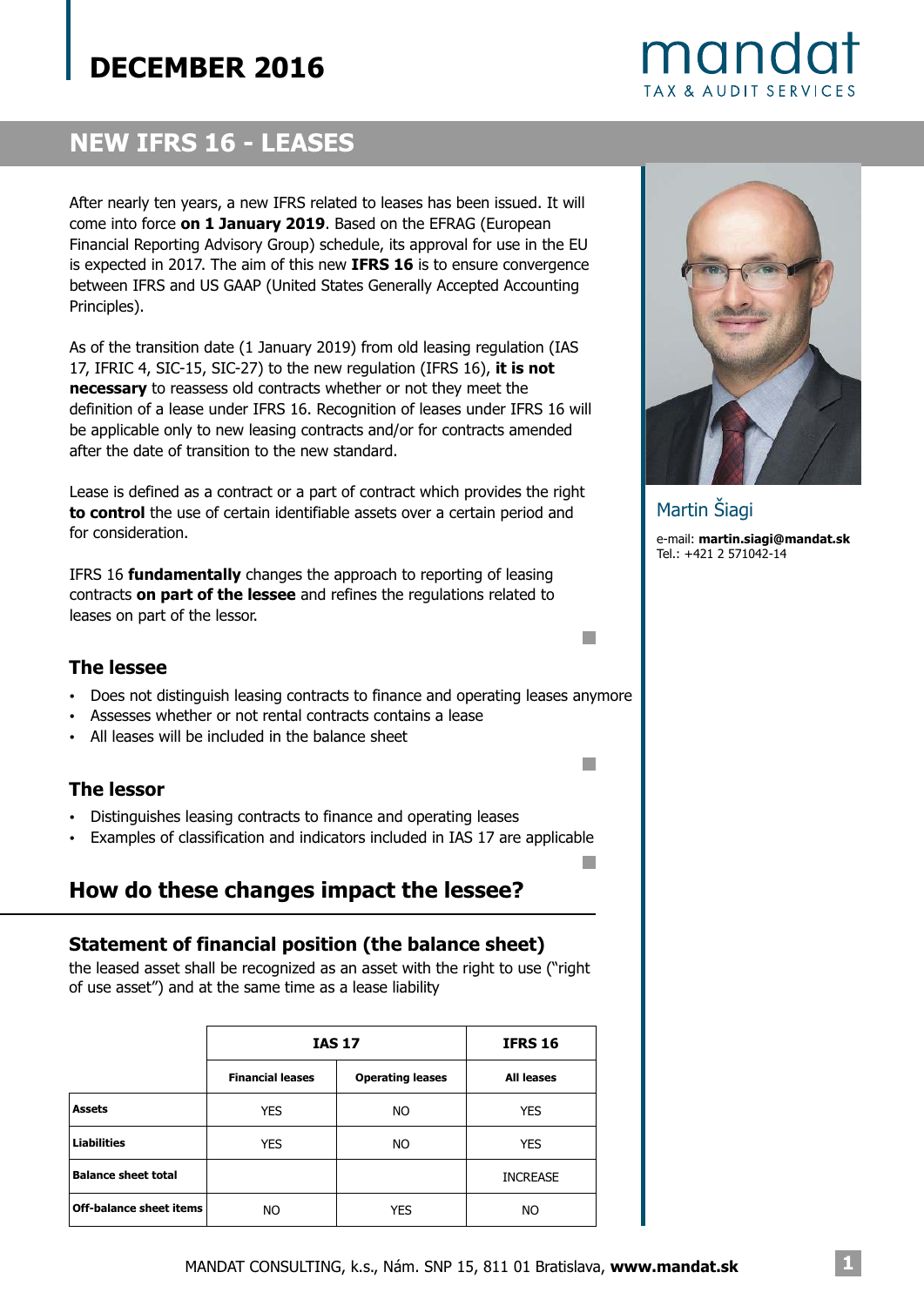# DECEMBER 2016

## NEW IFRS 16 - LEASES

After nearly ten years, a new IFRS related to leases has been issued. It will come into force **on 1 January 2019**. Based on the EFRAG (European Financial Reporting Advisory Group) schedule, its approval for use in the EU is expected in 2017. The aim of this new **IFRS 16** is to ensure convergence between IFRS and US GAAP (United States Generally Accepted Accounting Principles).

As of the transition date (1 January 2019) from old leasing regulation (IAS 17, IFRIC 4, SIC-15, SIC-27) to the new regulation (IFRS 16), **it is not necessary** to reassess old contracts whether or not they meet the definition of a lease under IFRS 16. Recognition of leases under IFRS 16 will be applicable only to new leasing contracts and/or for contracts amended after the date of transition to the new standard.

Lease is defined as a contract or a part of contract which provides the right **to control** the use of certain identifiable assets over a certain period and for consideration.

IFRS 16 **fundamentally** changes the approach to reporting of leasing contracts **on part of the lessee** and refines the regulations related to leases on part of the lessor.

### The lessee

- Does not distinguish leasing contracts to finance and operating leases anymore
- Assesses whether or not rental contracts contains a lease
- All leases will be included in the balance sheet

### The lessor

- Distinguishes leasing contracts to finance and operating leases
- Examples of classification and indicators included in IAS 17 are applicable

## How do these changes impact the lessee?

### Statement of financial position (the balance sheet)

the leased asset shall be recognized as an asset with the right to use ("right of use asset") and at the same time as a lease liability

| | IAS 17 | | IFRS 16 |
|---|---|---|---|
| | **Financial leases** | **Operating leases** | **All leases** |
| **Assets** | YES | NO | YES |
| **Liabilities** | YES | NO | YES |
| **Balance sheet total** | | | INCREASE |
| **Off-balance sheet items** | NO | YES | NO |

Martin Šiagi

e-mail: **martin.siagi@mandat.sk**
Tel.: +421 2 571042-14

MANDAT CONSULTING, k.s., Nám. SNP 15, 811 01 Bratislava, **www.mandat.sk**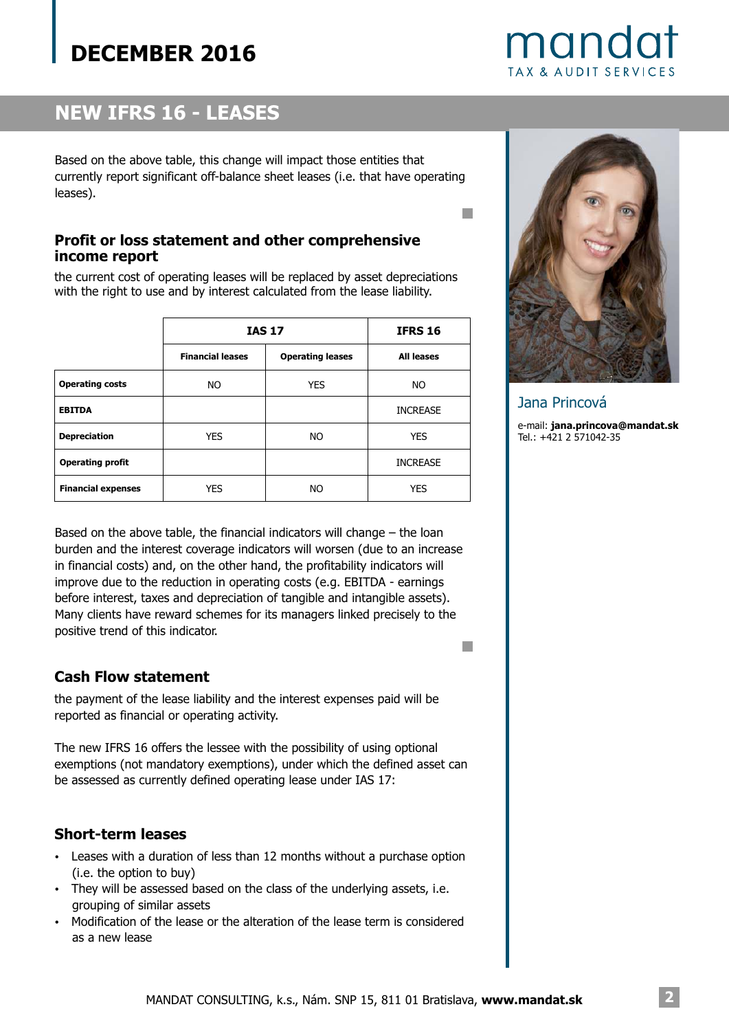# NEW IFRS 16 - LEASES

Based on the above table, this change will impact those entities that currently report significant off-balance sheet leases (i.e. that have operating leases).

## Profit or loss statement and other comprehensive income report

the current cost of operating leases will be replaced by asset depreciations with the right to use and by interest calculated from the lease liability.

| | IAS 17 | | IFRS 16 |
|---|---|---|---|
| | **Financial leases** | **Operating leases** | **All leases** |
| **Operating costs** | NO | YES | NO |
| **EBITDA** | | | INCREASE |
| **Depreciation** | YES | NO | YES |
| **Operating profit** | | | INCREASE |
| **Financial expenses** | YES | NO | YES |

Based on the above table, the financial indicators will change – the loan burden and the interest coverage indicators will worsen (due to an increase in financial costs) and, on the other hand, the profitability indicators will improve due to the reduction in operating costs (e.g. EBITDA - earnings before interest, taxes and depreciation of tangible and intangible assets). Many clients have reward schemes for its managers linked precisely to the positive trend of this indicator.

## Cash Flow statement

the payment of the lease liability and the interest expenses paid will be reported as financial or operating activity.

The new IFRS 16 offers the lessee with the possibility of using optional exemptions (not mandatory exemptions), under which the defined asset can be assessed as currently defined operating lease under IAS 17:

## Short-term leases

- Leases with a duration of less than 12 months without a purchase option (i.e. the option to buy)
- They will be assessed based on the class of the underlying assets, i.e. grouping of similar assets
- Modification of the lease or the alteration of the lease term is considered as a new lease

Jana Princová

e-mail: **jana.princova@mandat.sk**
Tel.: +421 2 571042-35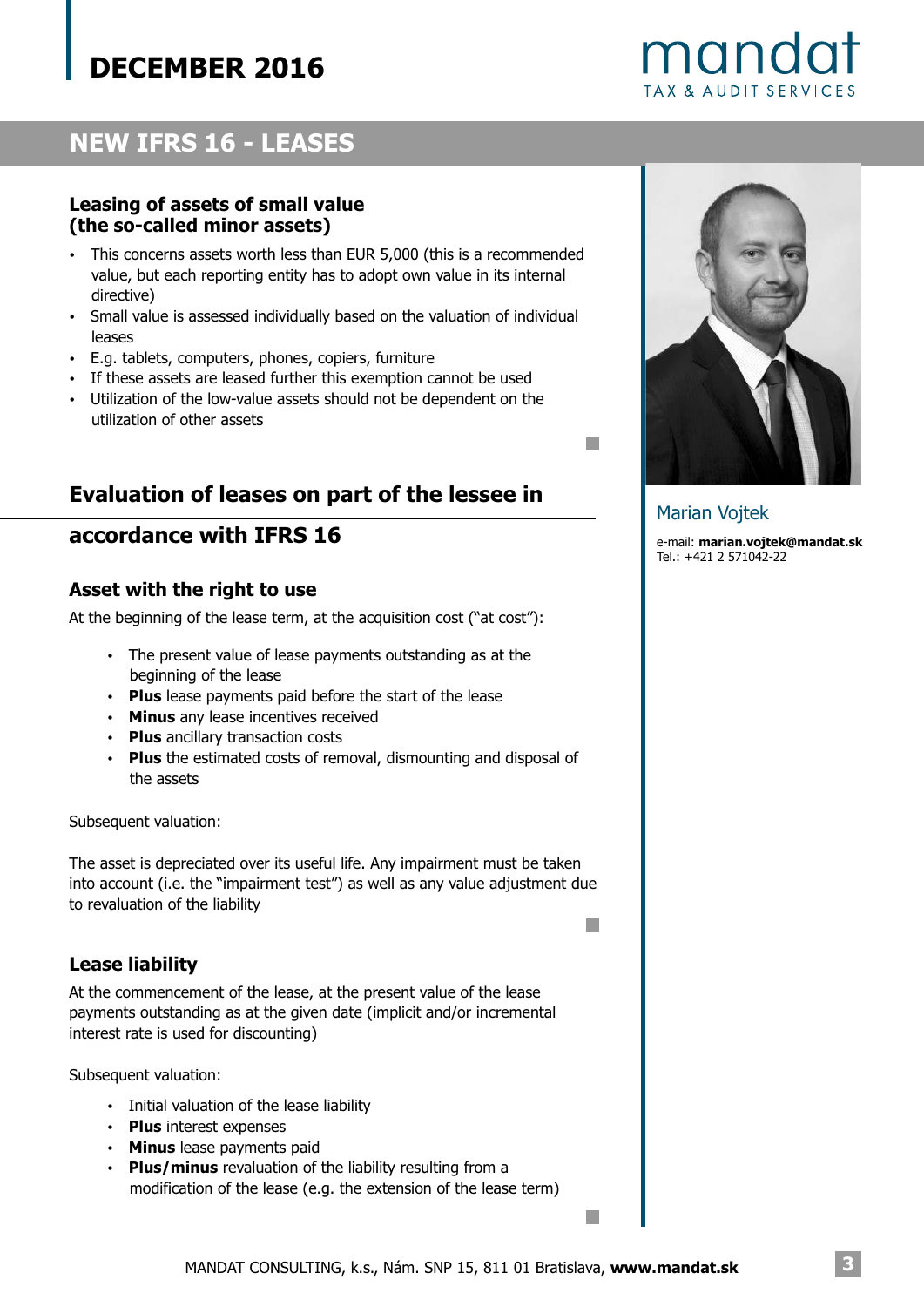## NEW IFRS 16 - LEASES

### Leasing of assets of small value (the so-called minor assets)

- This concerns assets worth less than EUR 5,000 (this is a recommended value, but each reporting entity has to adopt own value in its internal directive)
- Small value is assessed individually based on the valuation of individual leases
- E.g. tablets, computers, phones, copiers, furniture
- If these assets are leased further this exemption cannot be used
- Utilization of the low-value assets should not be dependent on the utilization of other assets

## Evaluation of leases on part of the lessee in accordance with IFRS 16

### Asset with the right to use

At the beginning of the lease term, at the acquisition cost ("at cost"):

- The present value of lease payments outstanding as at the beginning of the lease
- **Plus** lease payments paid before the start of the lease
- **Minus** any lease incentives received
- **Plus** ancillary transaction costs
- **Plus** the estimated costs of removal, dismounting and disposal of the assets

Subsequent valuation:

The asset is depreciated over its useful life. Any impairment must be taken into account (i.e. the "impairment test") as well as any value adjustment due to revaluation of the liability

### Lease liability

At the commencement of the lease, at the present value of the lease payments outstanding as at the given date (implicit and/or incremental interest rate is used for discounting)

Subsequent valuation:

- Initial valuation of the lease liability
- **Plus** interest expenses
- **Minus** lease payments paid
- **Plus/minus** revaluation of the liability resulting from a modification of the lease (e.g. the extension of the lease term)

Marian Vojtek

e-mail: **marian.vojtek@mandat.sk**
Tel.: +421 2 571042-22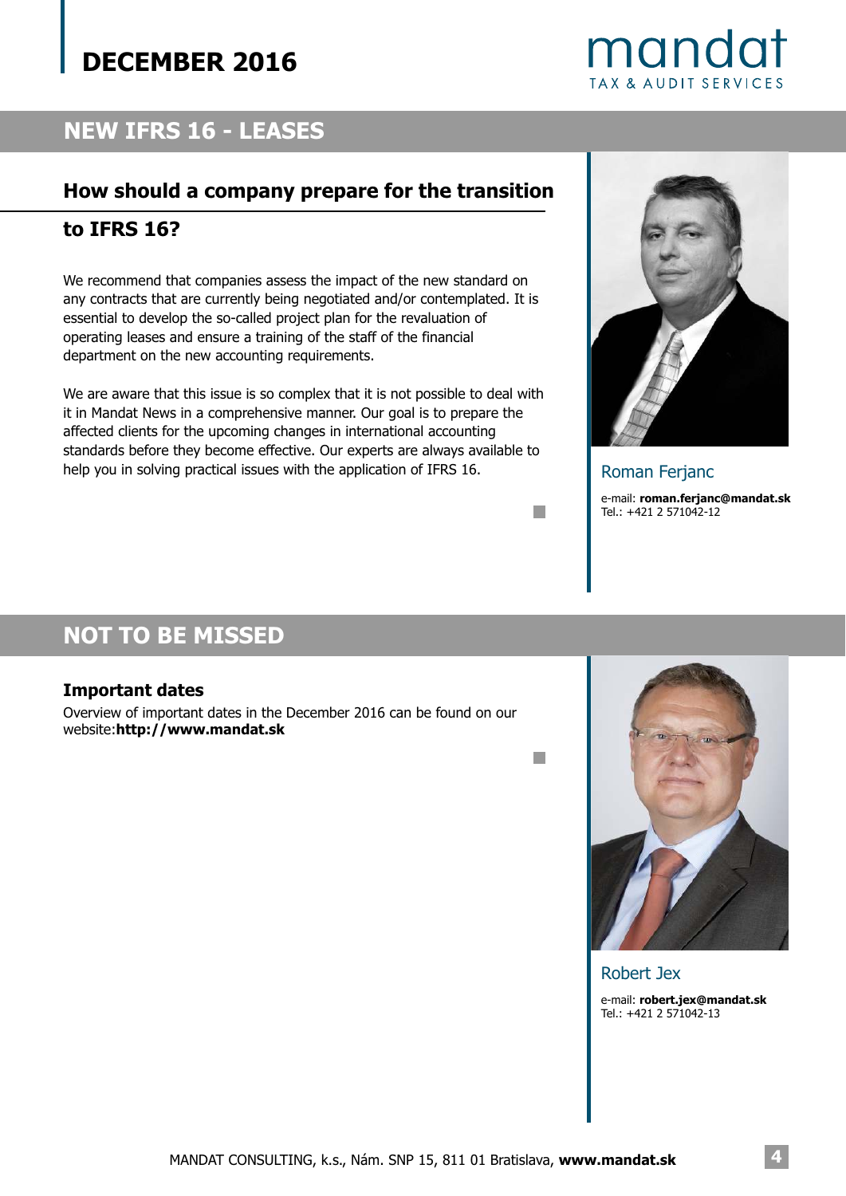## NEW IFRS 16 - LEASES

### How should a company prepare for the transition to IFRS 16?

We recommend that companies assess the impact of the new standard on any contracts that are currently being negotiated and/or contemplated. It is essential to develop the so-called project plan for the revaluation of operating leases and ensure a training of the staff of the financial department on the new accounting requirements.

We are aware that this issue is so complex that it is not possible to deal with it in Mandat News in a comprehensive manner. Our goal is to prepare the affected clients for the upcoming changes in international accounting standards before they become effective. Our experts are always available to help you in solving practical issues with the application of IFRS 16.

Roman Ferjanc

e-mail: **roman.ferjanc@mandat.sk**
Tel.: +421 2 571042-12

## NOT TO BE MISSED

### Important dates

Overview of important dates in the December 2016 can be found on our website:**http://www.mandat.sk**

Robert Jex

e-mail: **robert.jex@mandat.sk**
Tel.: +421 2 571042-13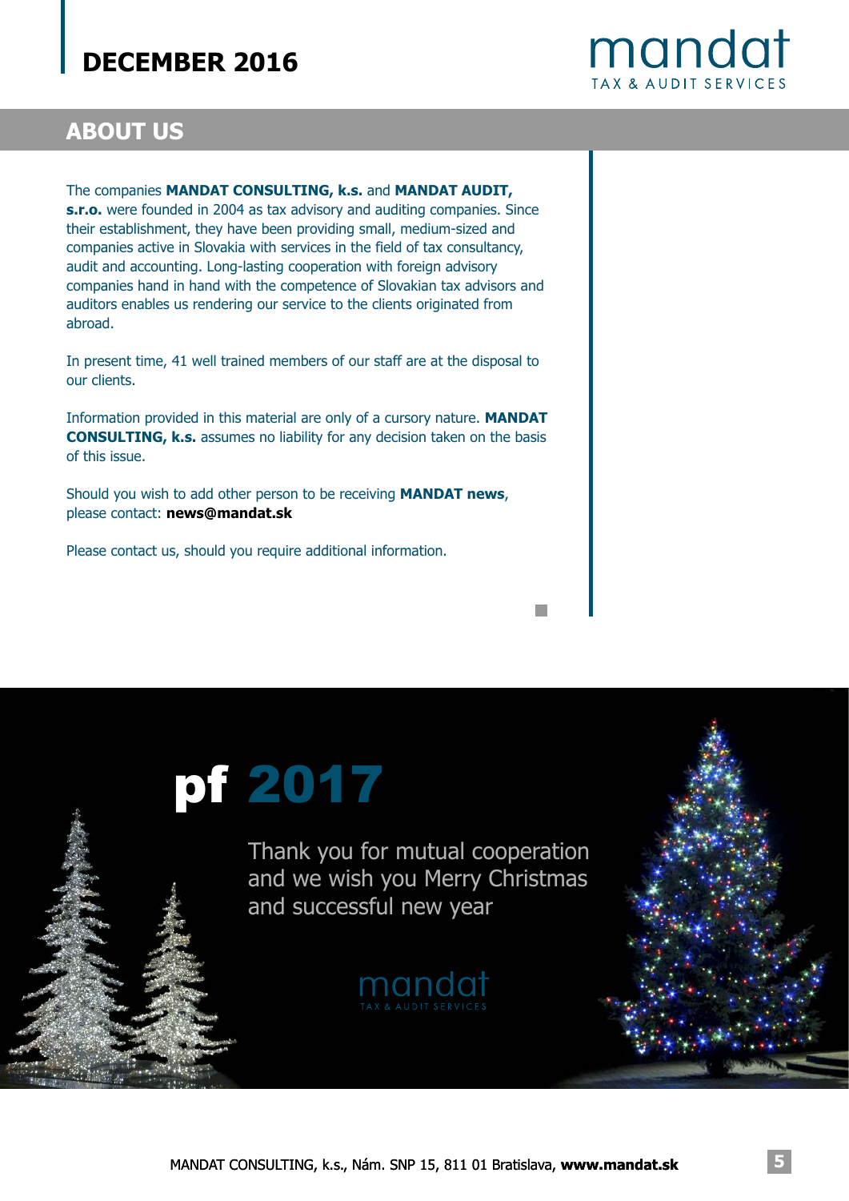## ABOUT US

The companies **MANDAT CONSULTING, k.s.** and **MANDAT AUDIT, s.r.o.** were founded in 2004 as tax advisory and auditing companies. Since their establishment, they have been providing small, medium-sized and companies active in Slovakia with services in the field of tax consultancy, audit and accounting. Long-lasting cooperation with foreign advisory companies hand in hand with the competence of Slovakian tax advisors and auditors enables us rendering our service to the clients originated from abroad.

In present time, 41 well trained members of our staff are at the disposal to our clients.

Information provided in this material are only of a cursory nature. **MANDAT CONSULTING, k.s.** assumes no liability for any decision taken on the basis of this issue.

Should you wish to add other person to be receiving **MANDAT news**, please contact: **news@mandat.sk**

Please contact us, should you require additional information.

# pf 2017

Thank you for mutual cooperation and we wish you Merry Christmas and successful new year

mandat
TAX & AUDIT SERVICES

MANDAT CONSULTING, k.s., Nám. SNP 15, 811 01 Bratislava, **www.mandat.sk**